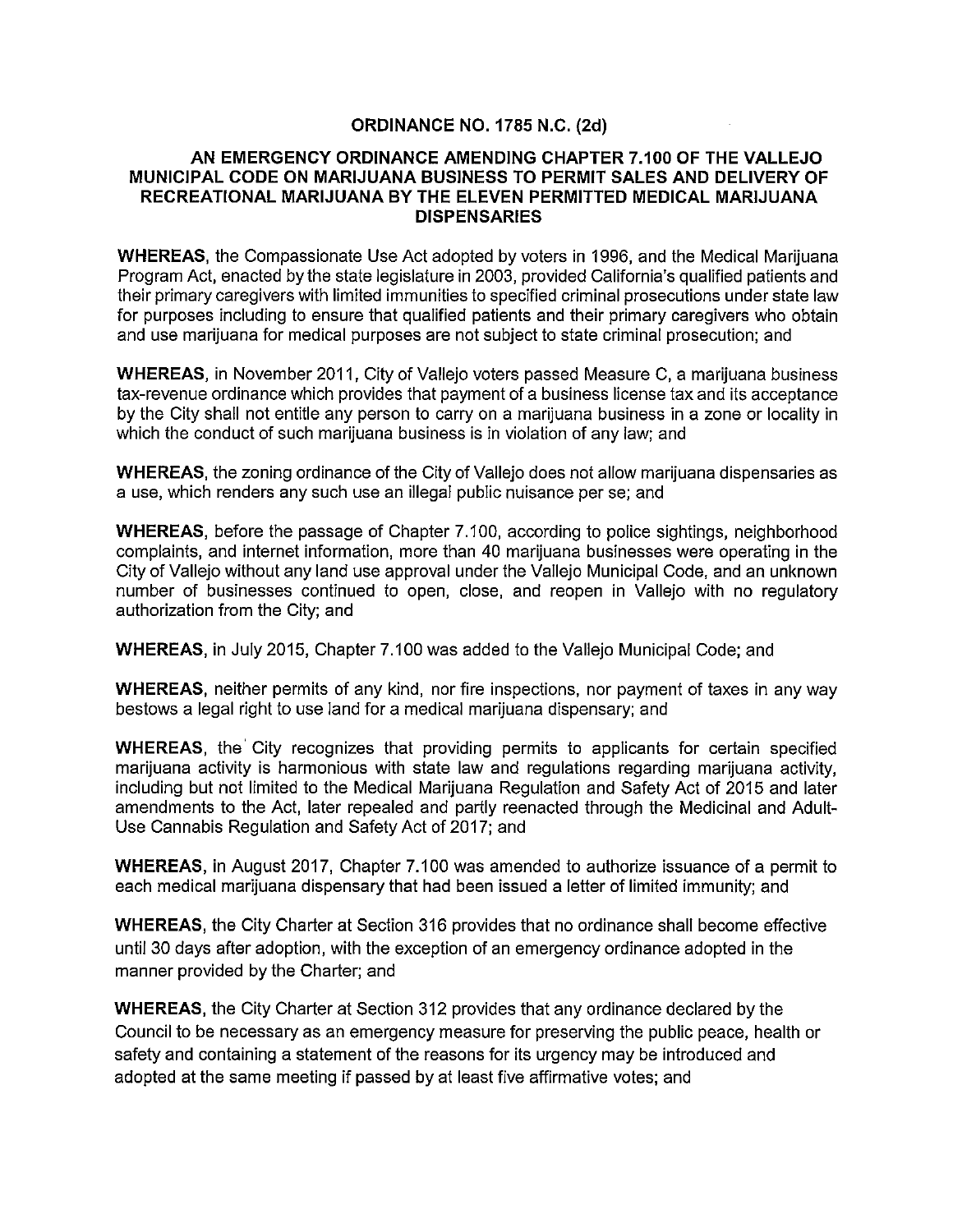# ORDINANCE NO. 1785 N.C. (2d)

## AN EMERGENCY ORDINANCE AMENDING CHAPTER 7.100 OF THE VALLEJO MUNICIPAL CODE ON MARIJUANA BUSINESS TO PERMIT SALES AND DELIVERY OF RECREATIONAL MARIJUANA BY THE ELEVEN PERMITTED MEDICAL MARIJUANA DISPENSARIES

**WHEREAS**, the Compassionate Use Act adopted by voters in 1996, and the Medical Marijuana Program Act, enacted by the state legislature in 2003, provided California's qualified patients and their primary caregivers with limited immunities to specified criminal prosecutions under state law for purposes including to ensure that qualified patients and their primary caregivers who obtain and use marijuana for medical purposes are not subject to state criminal prosecution; and

**WHEREAS**, in November 2011, City of Vallejo voters passed Measure C, a marijuana business tax-revenue ordinance which provides that payment of a business license tax and its acceptance by the City shall not entitle any person to carry on a marijuana business in a zone or locality in which the conduct of such marijuana business is in violation of any law; and

**WHEREAS**, the zoning ordinance of the City of Vallejo does not allow marijuana dispensaries as a use, which renders any such use an illegal public nuisance per se; and

**WHEREAS**, before the passage of Chapter 7.100, according to police sightings, neighborhood complaints, and internet information, more than 40 marijuana businesses were operating in the City of Vallejo without any land use approval under the Vallejo Municipal Code, and an unknown number of businesses continued to open, close, and reopen in Vallejo with no regulatory authorization from the City; and

**WHEREAS**, in July 2015, Chapter 7.100 was added to the Vallejo Municipal Code; and

**WHEREAS**, neither permits of any kind, nor fire inspections, nor payment of taxes in any way bestows a legal right to use land for a medical marijuana dispensary; and

**WHEREAS**, the City recognizes that providing permits to applicants for certain specified marijuana activity is harmonious with state law and regulations regarding marijuana activity, including but not limited to the Medical Marijuana Regulation and Safety Act of 2015 and later amendments to the Act, later repealed and partly reenacted through the Medicinal and Adult-Use Cannabis Regulation and Safety Act of 2017; and

**WHEREAS**, in August 2017, Chapter 7.100 was amended to authorize issuance of a permit to each medical marijuana dispensary that had been issued a letter of limited immunity; and

**WHEREAS**, the City Charter at Section 316 provides that no ordinance shall become effective until 30 days after adoption, with the exception of an emergency ordinance adopted in the manner provided by the Charter; and

**WHEREAS**, the City Charter at Section 312 provides that any ordinance declared by the Council to be necessary as an emergency measure for preserving the public peace, health or safety and containing a statement of the reasons for its urgency may be introduced and adopted at the same meeting if passed by at least five affirmative votes; and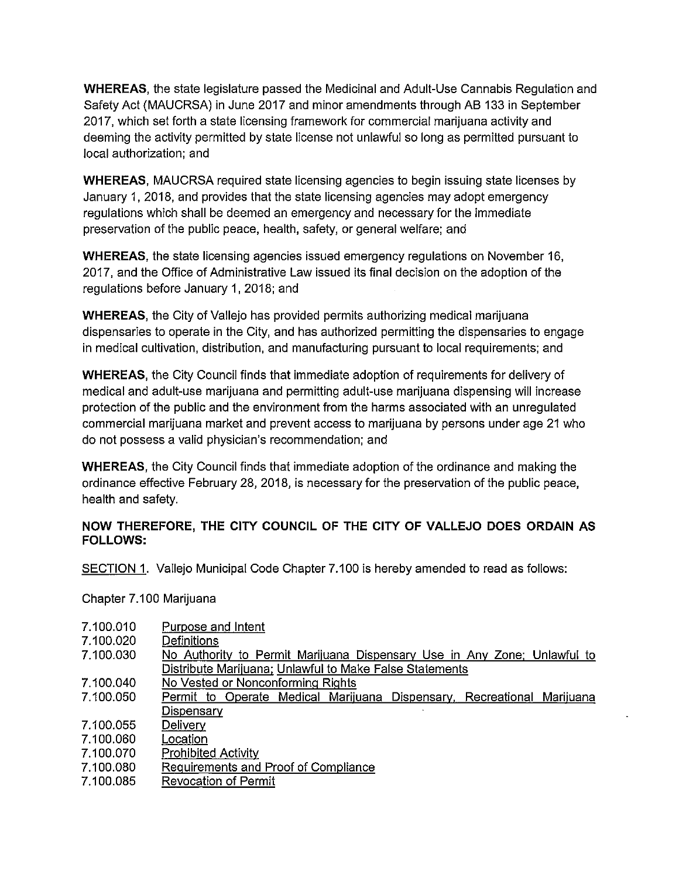**WHEREAS**, the state legislature passed the Medicinal and Adult-Use Cannabis Regulation and Safety Act (MAUCRSA) in June 2017 and minor amendments through AB 133 in September 2017, which set forth a state licensing framework for commercial marijuana activity and deeming the activity permitted by state license not unlawful so long as permitted pursuant to local authorization; and

**WHEREAS**, MAUCRSA required state licensing agencies to begin issuing state licenses by January 1, 2018, and provides that the state licensing agencies may adopt emergency regulations which shall be deemed an emergency and necessary for the immediate preservation of the public peace, health, safety, or general welfare; and

**WHEREAS**, the state licensing agencies issued emergency regulations on November 16, 2017, and the Office of Administrative Law issued its final decision on the adoption of the regulations before January 1, 2018; and

**WHEREAS**, the City of Vallejo has provided permits authorizing medical marijuana dispensaries to operate in the City, and has authorized permitting the dispensaries to engage in medical cultivation, distribution, and manufacturing pursuant to local requirements; and

**WHEREAS**, the City Council finds that immediate adoption of requirements for delivery of medical and adult-use marijuana and permitting adult-use marijuana dispensing will increase protection of the public and the environment from the harms associated with an unregulated commercial marijuana market and prevent access to marijuana by persons under age 21 who do not possess a valid physician's recommendation; and

**WHEREAS**, the City Council finds that immediate adoption of the ordinance and making the ordinance effective February 28, 2018, is necessary for the preservation of the public peace, health and safety.

**NOW THEREFORE, THE CITY COUNCIL OF THE CITY OF VALLEJO DOES ORDAIN AS FOLLOWS:**

<u>SECTION 1</u>. Vallejo Municipal Code Chapter 7.100 is hereby amended to read as follows:

Chapter 7.100 Marijuana

| | |
|---|---|
| 7.100.010 | <u>Purpose and Intent</u> |
| 7.100.020 | <u>Definitions</u> |
| 7.100.030 | <u>No Authority to Permit Marijuana Dispensary Use in Any Zone; Unlawful to Distribute Marijuana; Unlawful to Make False Statements</u> |
| 7.100.040 | <u>No Vested or Nonconforming Rights</u> |
| 7.100.050 | <u>Permit to Operate Medical Marijuana Dispensary, Recreational Marijuana Dispensary</u> |
| 7.100.055 | <u>Delivery</u> |
| 7.100.060 | <u>Location</u> |
| 7.100.070 | <u>Prohibited Activity</u> |
| 7.100.080 | <u>Requirements and Proof of Compliance</u> |
| 7.100.085 | <u>Revocation of Permit</u> |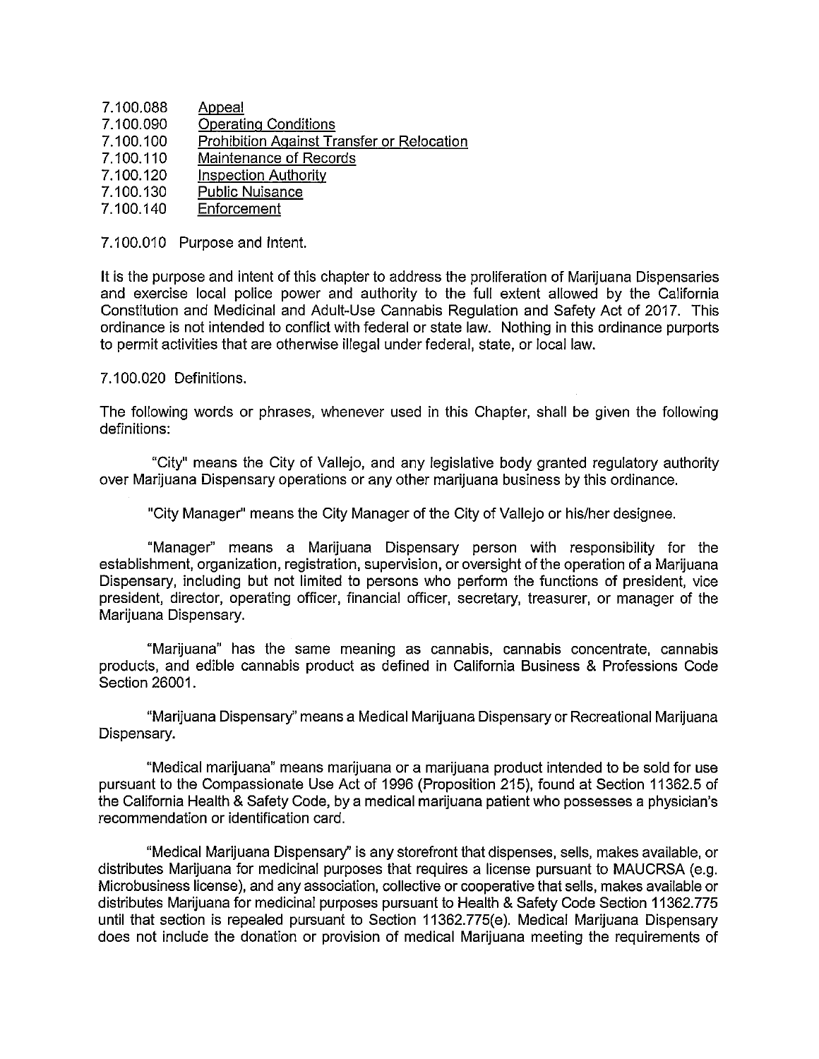7.100.088 Appeal
7.100.090 Operating Conditions
7.100.100 Prohibition Against Transfer or Relocation
7.100.110 Maintenance of Records
7.100.120 Inspection Authority
7.100.130 Public Nuisance
7.100.140 Enforcement

7.100.010 Purpose and Intent.

It is the purpose and intent of this chapter to address the proliferation of Marijuana Dispensaries and exercise local police power and authority to the full extent allowed by the California Constitution and Medicinal and Adult-Use Cannabis Regulation and Safety Act of 2017. This ordinance is not intended to conflict with federal or state law. Nothing in this ordinance purports to permit activities that are otherwise illegal under federal, state, or local law.

7.100.020 Definitions.

The following words or phrases, whenever used in this Chapter, shall be given the following definitions:

"City" means the City of Vallejo, and any legislative body granted regulatory authority over Marijuana Dispensary operations or any other marijuana business by this ordinance.

"City Manager" means the City Manager of the City of Vallejo or his/her designee.

"Manager" means a Marijuana Dispensary person with responsibility for the establishment, organization, registration, supervision, or oversight of the operation of a Marijuana Dispensary, including but not limited to persons who perform the functions of president, vice president, director, operating officer, financial officer, secretary, treasurer, or manager of the Marijuana Dispensary.

"Marijuana" has the same meaning as cannabis, cannabis concentrate, cannabis products, and edible cannabis product as defined in California Business & Professions Code Section 26001.

"Marijuana Dispensary" means a Medical Marijuana Dispensary or Recreational Marijuana Dispensary.

"Medical marijuana" means marijuana or a marijuana product intended to be sold for use pursuant to the Compassionate Use Act of 1996 (Proposition 215), found at Section 11362.5 of the California Health & Safety Code, by a medical marijuana patient who possesses a physician's recommendation or identification card.

"Medical Marijuana Dispensary" is any storefront that dispenses, sells, makes available, or distributes Marijuana for medicinal purposes that requires a license pursuant to MAUCRSA (e.g. Microbusiness license), and any association, collective or cooperative that sells, makes available or distributes Marijuana for medicinal purposes pursuant to Health & Safety Code Section 11362.775 until that section is repealed pursuant to Section 11362.775(e). Medical Marijuana Dispensary does not include the donation or provision of medical Marijuana meeting the requirements of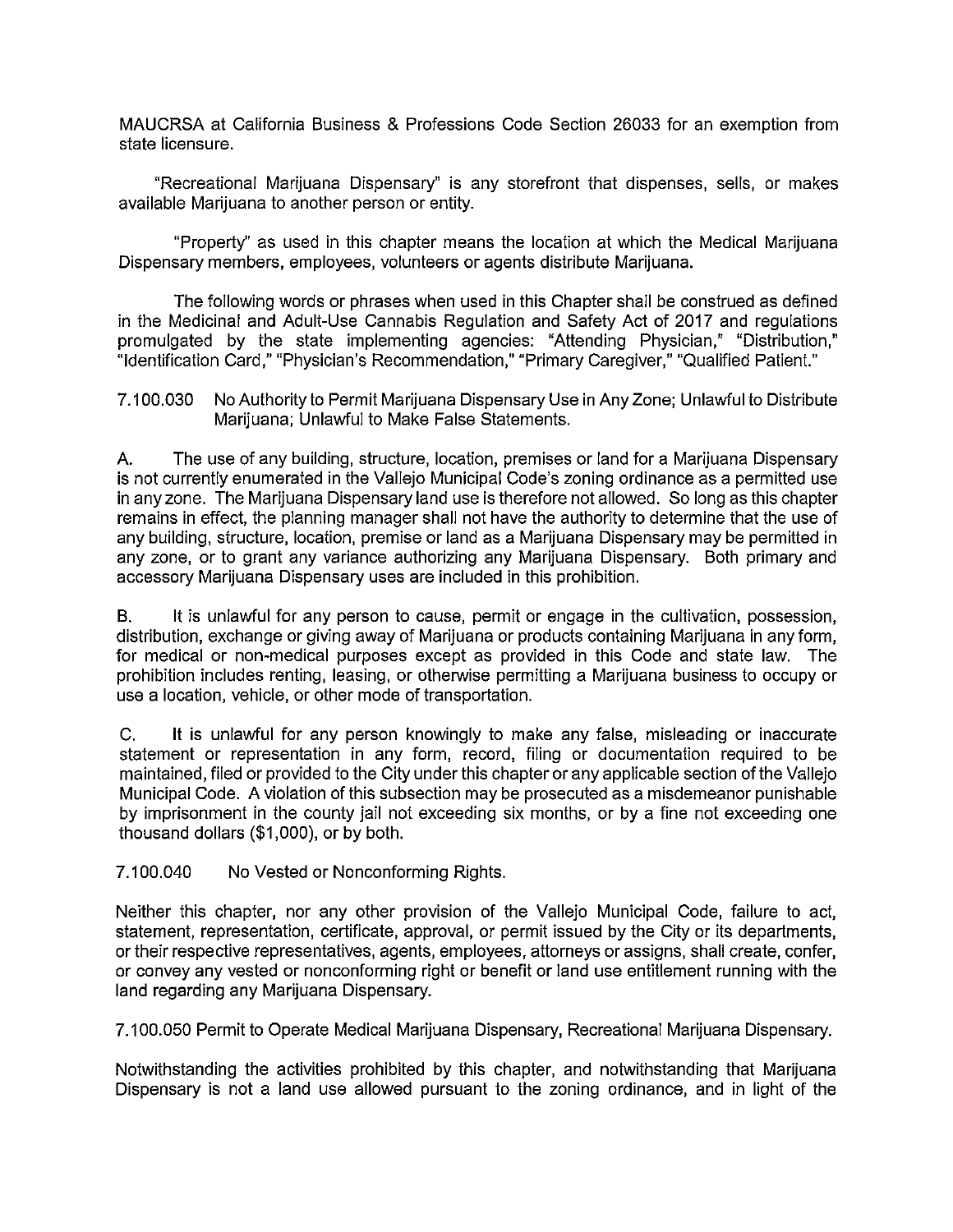MAUCRSA at California Business & Professions Code Section 26033 for an exemption from state licensure.

"Recreational Marijuana Dispensary" is any storefront that dispenses, sells, or makes available Marijuana to another person or entity.

"Property" as used in this chapter means the location at which the Medical Marijuana Dispensary members, employees, volunteers or agents distribute Marijuana.

The following words or phrases when used in this Chapter shall be construed as defined in the Medicinal and Adult-Use Cannabis Regulation and Safety Act of 2017 and regulations promulgated by the state implementing agencies: "Attending Physician," "Distribution," "Identification Card," "Physician's Recommendation," "Primary Caregiver," "Qualified Patient."

7.100.030 No Authority to Permit Marijuana Dispensary Use in Any Zone; Unlawful to Distribute Marijuana; Unlawful to Make False Statements.

A. The use of any building, structure, location, premises or land for a Marijuana Dispensary is not currently enumerated in the Vallejo Municipal Code's zoning ordinance as a permitted use in any zone. The Marijuana Dispensary land use is therefore not allowed. So long as this chapter remains in effect, the planning manager shall not have the authority to determine that the use of any building, structure, location, premise or land as a Marijuana Dispensary may be permitted in any zone, or to grant any variance authorizing any Marijuana Dispensary. Both primary and accessory Marijuana Dispensary uses are included in this prohibition.

B. It is unlawful for any person to cause, permit or engage in the cultivation, possession, distribution, exchange or giving away of Marijuana or products containing Marijuana in any form, for medical or non-medical purposes except as provided in this Code and state law. The prohibition includes renting, leasing, or otherwise permitting a Marijuana business to occupy or use a location, vehicle, or other mode of transportation.

C. It is unlawful for any person knowingly to make any false, misleading or inaccurate statement or representation in any form, record, filing or documentation required to be maintained, filed or provided to the City under this chapter or any applicable section of the Vallejo Municipal Code. A violation of this subsection may be prosecuted as a misdemeanor punishable by imprisonment in the county jail not exceeding six months, or by a fine not exceeding one thousand dollars ($1,000), or by both.

7.100.040 No Vested or Nonconforming Rights.

Neither this chapter, nor any other provision of the Vallejo Municipal Code, failure to act, statement, representation, certificate, approval, or permit issued by the City or its departments, or their respective representatives, agents, employees, attorneys or assigns, shall create, confer, or convey any vested or nonconforming right or benefit or land use entitlement running with the land regarding any Marijuana Dispensary.

7.100.050 Permit to Operate Medical Marijuana Dispensary, Recreational Marijuana Dispensary.

Notwithstanding the activities prohibited by this chapter, and notwithstanding that Marijuana Dispensary is not a land use allowed pursuant to the zoning ordinance, and in light of the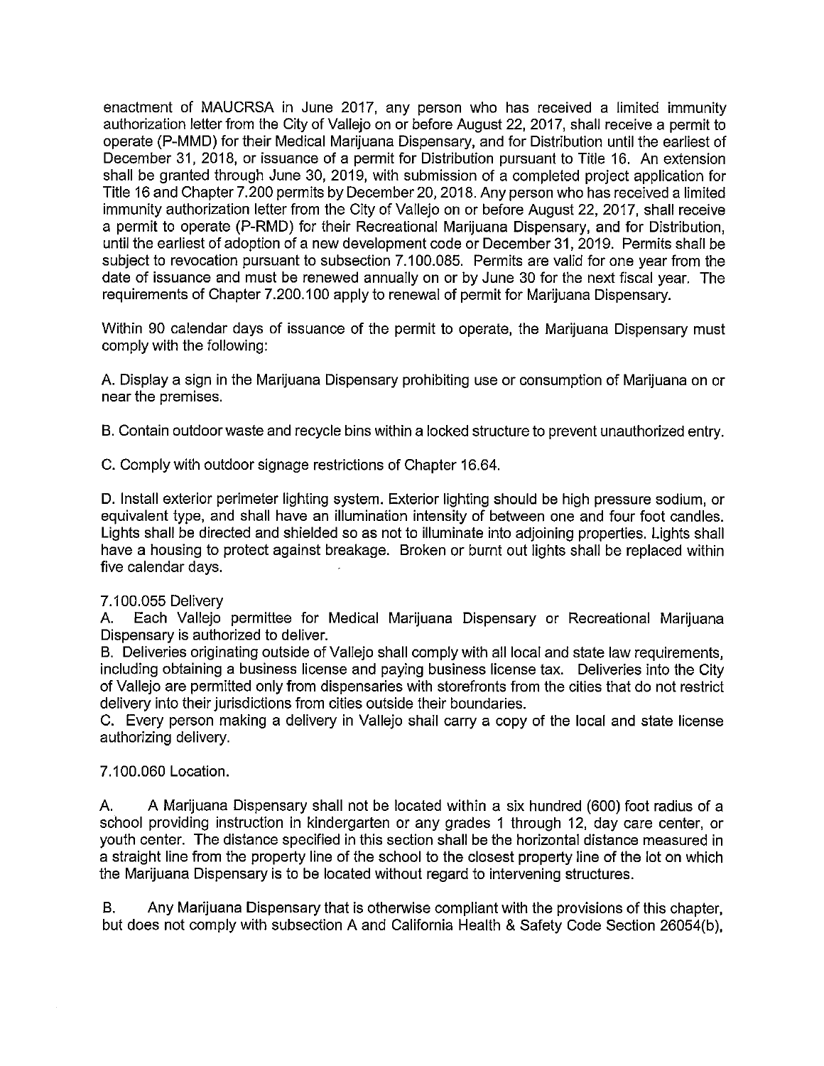enactment of MAUCRSA in June 2017, any person who has received a limited immunity authorization letter from the City of Vallejo on or before August 22, 2017, shall receive a permit to operate (P-MMD) for their Medical Marijuana Dispensary, and for Distribution until the earliest of December 31, 2018, or issuance of a permit for Distribution pursuant to Title 16. An extension shall be granted through June 30, 2019, with submission of a completed project application for Title 16 and Chapter 7.200 permits by December 20, 2018. Any person who has received a limited immunity authorization letter from the City of Vallejo on or before August 22, 2017, shall receive a permit to operate (P-RMD) for their Recreational Marijuana Dispensary, and for Distribution, until the earliest of adoption of a new development code or December 31, 2019. Permits shall be subject to revocation pursuant to subsection 7.100.085. Permits are valid for one year from the date of issuance and must be renewed annually on or by June 30 for the next fiscal year. The requirements of Chapter 7.200.100 apply to renewal of permit for Marijuana Dispensary.

Within 90 calendar days of issuance of the permit to operate, the Marijuana Dispensary must comply with the following:

A. Display a sign in the Marijuana Dispensary prohibiting use or consumption of Marijuana on or near the premises.

B. Contain outdoor waste and recycle bins within a locked structure to prevent unauthorized entry.

C. Comply with outdoor signage restrictions of Chapter 16.64.

D. Install exterior perimeter lighting system. Exterior lighting should be high pressure sodium, or equivalent type, and shall have an illumination intensity of between one and four foot candles. Lights shall be directed and shielded so as not to illuminate into adjoining properties. Lights shall have a housing to protect against breakage. Broken or burnt out lights shall be replaced within five calendar days.

7.100.055 Delivery

A. Each Vallejo permittee for Medical Marijuana Dispensary or Recreational Marijuana Dispensary is authorized to deliver.

B. Deliveries originating outside of Vallejo shall comply with all local and state law requirements, including obtaining a business license and paying business license tax. Deliveries into the City of Vallejo are permitted only from dispensaries with storefronts from the cities that do not restrict delivery into their jurisdictions from cities outside their boundaries.

C. Every person making a delivery in Vallejo shall carry a copy of the local and state license authorizing delivery.

7.100.060 Location.

A. A Marijuana Dispensary shall not be located within a six hundred (600) foot radius of a school providing instruction in kindergarten or any grades 1 through 12, day care center, or youth center. The distance specified in this section shall be the horizontal distance measured in a straight line from the property line of the school to the closest property line of the lot on which the Marijuana Dispensary is to be located without regard to intervening structures.

B. Any Marijuana Dispensary that is otherwise compliant with the provisions of this chapter, but does not comply with subsection A and California Health & Safety Code Section 26054(b),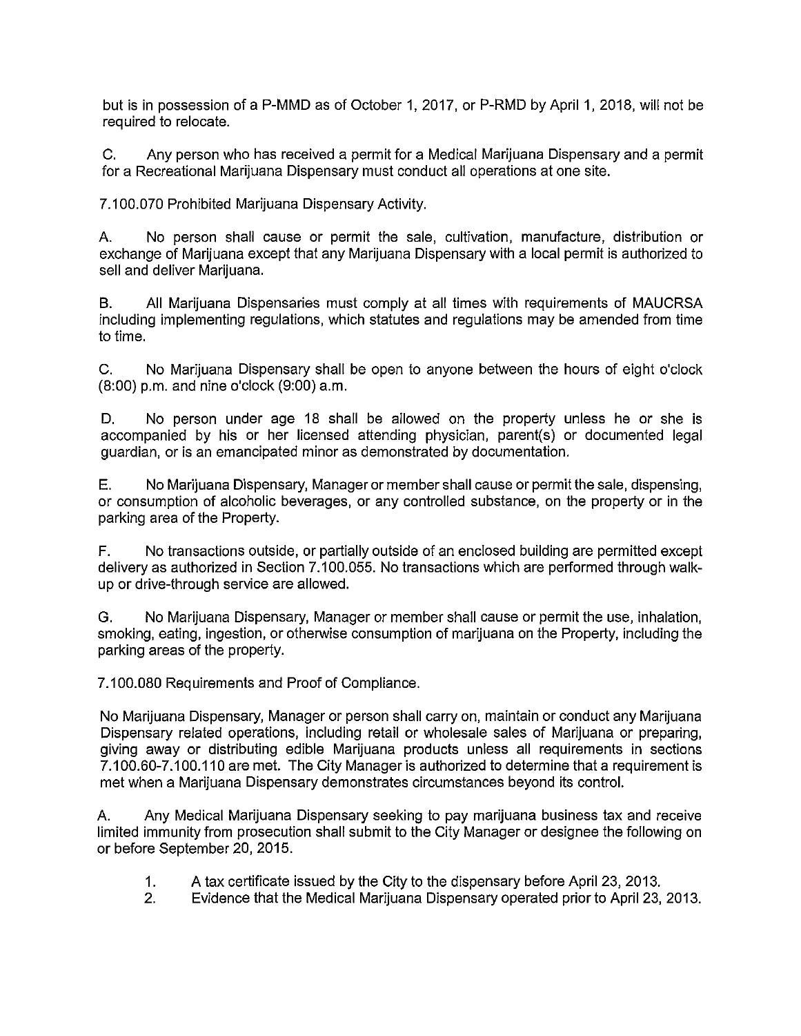but is in possession of a P-MMD as of October 1, 2017, or P-RMD by April 1, 2018, will not be required to relocate.

C. Any person who has received a permit for a Medical Marijuana Dispensary and a permit for a Recreational Marijuana Dispensary must conduct all operations at one site.

7.100.070 Prohibited Marijuana Dispensary Activity.

A. No person shall cause or permit the sale, cultivation, manufacture, distribution or exchange of Marijuana except that any Marijuana Dispensary with a local permit is authorized to sell and deliver Marijuana.

B. All Marijuana Dispensaries must comply at all times with requirements of MAUCRSA including implementing regulations, which statutes and regulations may be amended from time to time.

C. No Marijuana Dispensary shall be open to anyone between the hours of eight o'clock (8:00) p.m. and nine o'clock (9:00) a.m.

D. No person under age 18 shall be allowed on the property unless he or she is accompanied by his or her licensed attending physician, parent(s) or documented legal guardian, or is an emancipated minor as demonstrated by documentation.

E. No Marijuana Dispensary, Manager or member shall cause or permit the sale, dispensing, or consumption of alcoholic beverages, or any controlled substance, on the property or in the parking area of the Property.

F. No transactions outside, or partially outside of an enclosed building are permitted except delivery as authorized in Section 7.100.055. No transactions which are performed through walk-up or drive-through service are allowed.

G. No Marijuana Dispensary, Manager or member shall cause or permit the use, inhalation, smoking, eating, ingestion, or otherwise consumption of marijuana on the Property, including the parking areas of the property.

7.100.080 Requirements and Proof of Compliance.

No Marijuana Dispensary, Manager or person shall carry on, maintain or conduct any Marijuana Dispensary related operations, including retail or wholesale sales of Marijuana or preparing, giving away or distributing edible Marijuana products unless all requirements in sections 7.100.60-7.100.110 are met. The City Manager is authorized to determine that a requirement is met when a Marijuana Dispensary demonstrates circumstances beyond its control.

A. Any Medical Marijuana Dispensary seeking to pay marijuana business tax and receive limited immunity from prosecution shall submit to the City Manager or designee the following on or before September 20, 2015.

1. A tax certificate issued by the City to the dispensary before April 23, 2013.
2. Evidence that the Medical Marijuana Dispensary operated prior to April 23, 2013.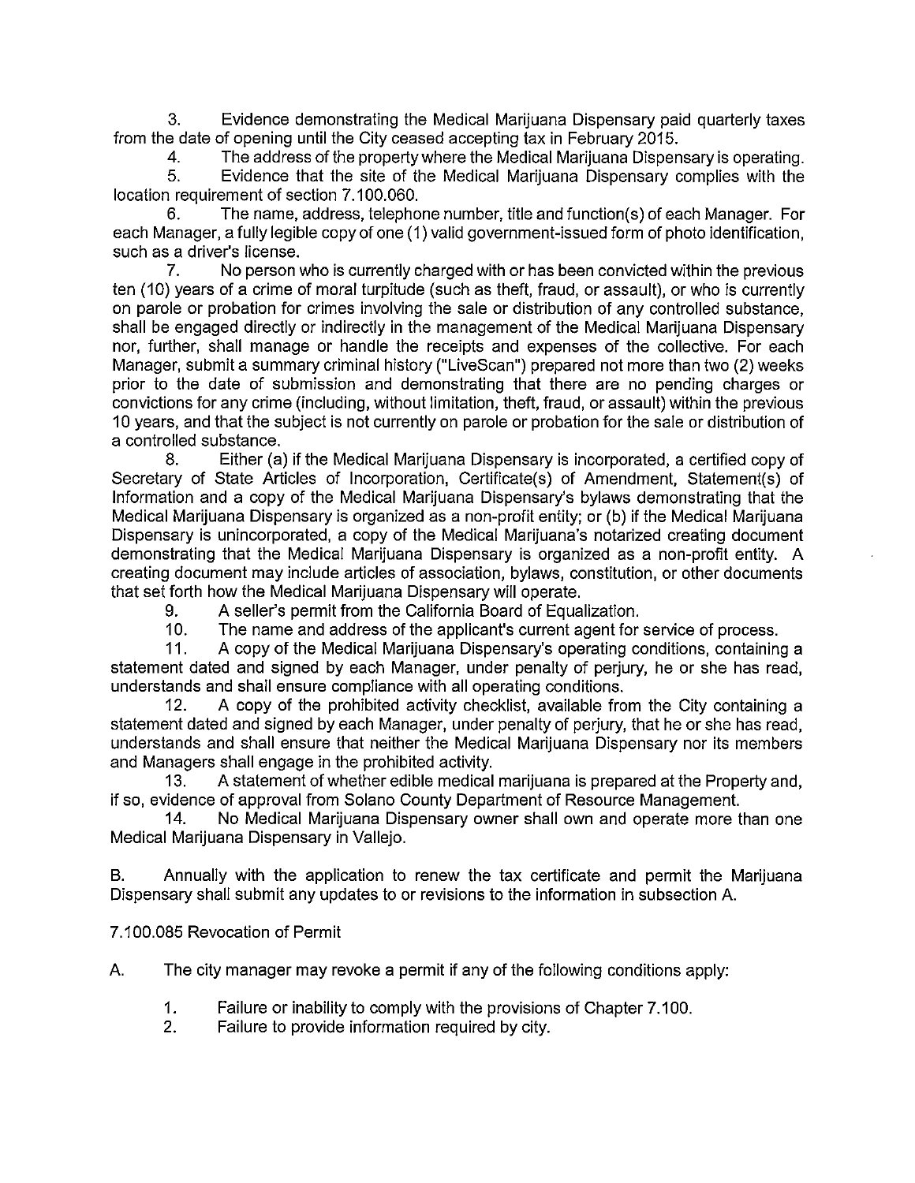3. Evidence demonstrating the Medical Marijuana Dispensary paid quarterly taxes from the date of opening until the City ceased accepting tax in February 2015.

4. The address of the property where the Medical Marijuana Dispensary is operating.

5. Evidence that the site of the Medical Marijuana Dispensary complies with the location requirement of section 7.100.060.

6. The name, address, telephone number, title and function(s) of each Manager. For each Manager, a fully legible copy of one (1) valid government-issued form of photo identification, such as a driver's license.

7. No person who is currently charged with or has been convicted within the previous ten (10) years of a crime of moral turpitude (such as theft, fraud, or assault), or who is currently on parole or probation for crimes involving the sale or distribution of any controlled substance, shall be engaged directly or indirectly in the management of the Medical Marijuana Dispensary nor, further, shall manage or handle the receipts and expenses of the collective. For each Manager, submit a summary criminal history ("LiveScan") prepared not more than two (2) weeks prior to the date of submission and demonstrating that there are no pending charges or convictions for any crime (including, without limitation, theft, fraud, or assault) within the previous 10 years, and that the subject is not currently on parole or probation for the sale or distribution of a controlled substance.

8. Either (a) if the Medical Marijuana Dispensary is incorporated, a certified copy of Secretary of State Articles of Incorporation, Certificate(s) of Amendment, Statement(s) of Information and a copy of the Medical Marijuana Dispensary's bylaws demonstrating that the Medical Marijuana Dispensary is organized as a non-profit entity; or (b) if the Medical Marijuana Dispensary is unincorporated, a copy of the Medical Marijuana's notarized creating document demonstrating that the Medical Marijuana Dispensary is organized as a non-profit entity. A creating document may include articles of association, bylaws, constitution, or other documents that set forth how the Medical Marijuana Dispensary will operate.

9. A seller's permit from the California Board of Equalization.

10. The name and address of the applicant's current agent for service of process.

11. A copy of the Medical Marijuana Dispensary's operating conditions, containing a statement dated and signed by each Manager, under penalty of perjury, he or she has read, understands and shall ensure compliance with all operating conditions.

12. A copy of the prohibited activity checklist, available from the City containing a statement dated and signed by each Manager, under penalty of perjury, that he or she has read, understands and shall ensure that neither the Medical Marijuana Dispensary nor its members and Managers shall engage in the prohibited activity.

13. A statement of whether edible medical marijuana is prepared at the Property and, if so, evidence of approval from Solano County Department of Resource Management.

14. No Medical Marijuana Dispensary owner shall own and operate more than one Medical Marijuana Dispensary in Vallejo.

B. Annually with the application to renew the tax certificate and permit the Marijuana Dispensary shall submit any updates to or revisions to the information in subsection A.

7.100.085 Revocation of Permit

A. The city manager may revoke a permit if any of the following conditions apply:

1. Failure or inability to comply with the provisions of Chapter 7.100.
2. Failure to provide information required by city.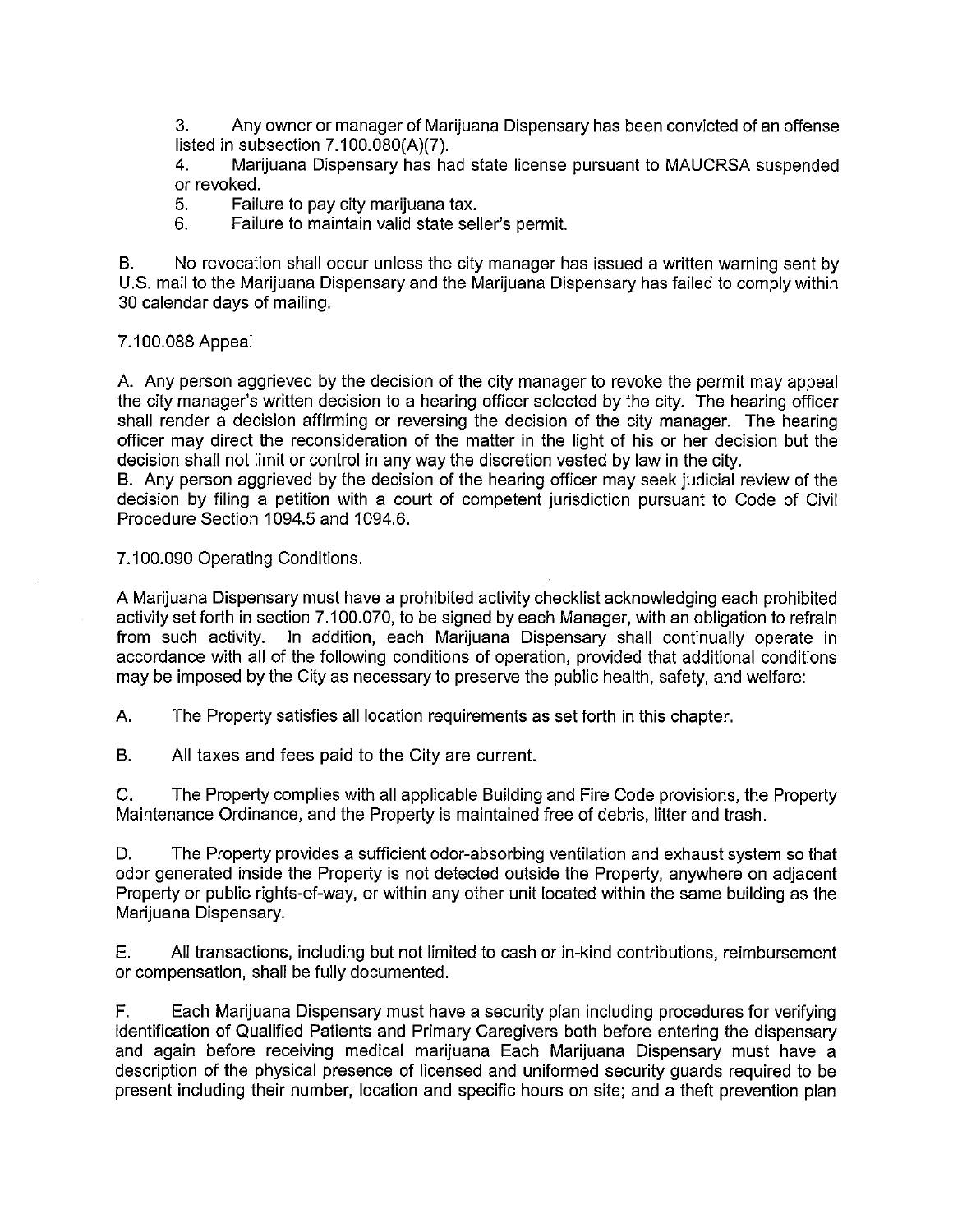3. Any owner or manager of Marijuana Dispensary has been convicted of an offense listed in subsection 7.100.080(A)(7).

4. Marijuana Dispensary has had state license pursuant to MAUCRSA suspended or revoked.

5. Failure to pay city marijuana tax.

6. Failure to maintain valid state seller's permit.

B. No revocation shall occur unless the city manager has issued a written warning sent by U.S. mail to the Marijuana Dispensary and the Marijuana Dispensary has failed to comply within 30 calendar days of mailing.

7.100.088 Appeal

A. Any person aggrieved by the decision of the city manager to revoke the permit may appeal the city manager's written decision to a hearing officer selected by the city. The hearing officer shall render a decision affirming or reversing the decision of the city manager. The hearing officer may direct the reconsideration of the matter in the light of his or her decision but the decision shall not limit or control in any way the discretion vested by law in the city.

B. Any person aggrieved by the decision of the hearing officer may seek judicial review of the decision by filing a petition with a court of competent jurisdiction pursuant to Code of Civil Procedure Section 1094.5 and 1094.6.

7.100.090 Operating Conditions.

A Marijuana Dispensary must have a prohibited activity checklist acknowledging each prohibited activity set forth in section 7.100.070, to be signed by each Manager, with an obligation to refrain from such activity. In addition, each Marijuana Dispensary shall continually operate in accordance with all of the following conditions of operation, provided that additional conditions may be imposed by the City as necessary to preserve the public health, safety, and welfare:

A. The Property satisfies all location requirements as set forth in this chapter.

B. All taxes and fees paid to the City are current.

C. The Property complies with all applicable Building and Fire Code provisions, the Property Maintenance Ordinance, and the Property is maintained free of debris, litter and trash.

D. The Property provides a sufficient odor-absorbing ventilation and exhaust system so that odor generated inside the Property is not detected outside the Property, anywhere on adjacent Property or public rights-of-way, or within any other unit located within the same building as the Marijuana Dispensary.

E. All transactions, including but not limited to cash or in-kind contributions, reimbursement or compensation, shall be fully documented.

F. Each Marijuana Dispensary must have a security plan including procedures for verifying identification of Qualified Patients and Primary Caregivers both before entering the dispensary and again before receiving medical marijuana Each Marijuana Dispensary must have a description of the physical presence of licensed and uniformed security guards required to be present including their number, location and specific hours on site; and a theft prevention plan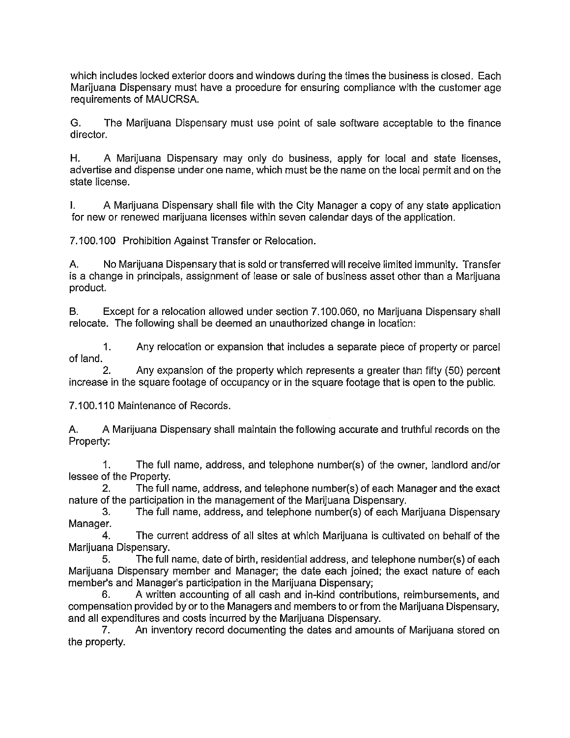which includes locked exterior doors and windows during the times the business is closed. Each Marijuana Dispensary must have a procedure for ensuring compliance with the customer age requirements of MAUCRSA.

G. The Marijuana Dispensary must use point of sale software acceptable to the finance director.

H. A Marijuana Dispensary may only do business, apply for local and state licenses, advertise and dispense under one name, which must be the name on the local permit and on the state license.

I. A Marijuana Dispensary shall file with the City Manager a copy of any state application for new or renewed marijuana licenses within seven calendar days of the application.

7.100.100 Prohibition Against Transfer or Relocation.

A. No Marijuana Dispensary that is sold or transferred will receive limited immunity. Transfer is a change in principals, assignment of lease or sale of business asset other than a Marijuana product.

B. Except for a relocation allowed under section 7.100.060, no Marijuana Dispensary shall relocate. The following shall be deemed an unauthorized change in location:

1. Any relocation or expansion that includes a separate piece of property or parcel of land.
2. Any expansion of the property which represents a greater than fifty (50) percent increase in the square footage of occupancy or in the square footage that is open to the public.

7.100.110 Maintenance of Records.

A. A Marijuana Dispensary shall maintain the following accurate and truthful records on the Property:

1. The full name, address, and telephone number(s) of the owner, landlord and/or lessee of the Property.
2. The full name, address, and telephone number(s) of each Manager and the exact nature of the participation in the management of the Marijuana Dispensary.
3. The full name, address, and telephone number(s) of each Marijuana Dispensary Manager.
4. The current address of all sites at which Marijuana is cultivated on behalf of the Marijuana Dispensary.
5. The full name, date of birth, residential address, and telephone number(s) of each Marijuana Dispensary member and Manager; the date each joined; the exact nature of each member's and Manager's participation in the Marijuana Dispensary;
6. A written accounting of all cash and in-kind contributions, reimbursements, and compensation provided by or to the Managers and members to or from the Marijuana Dispensary, and all expenditures and costs incurred by the Marijuana Dispensary.
7. An inventory record documenting the dates and amounts of Marijuana stored on the property.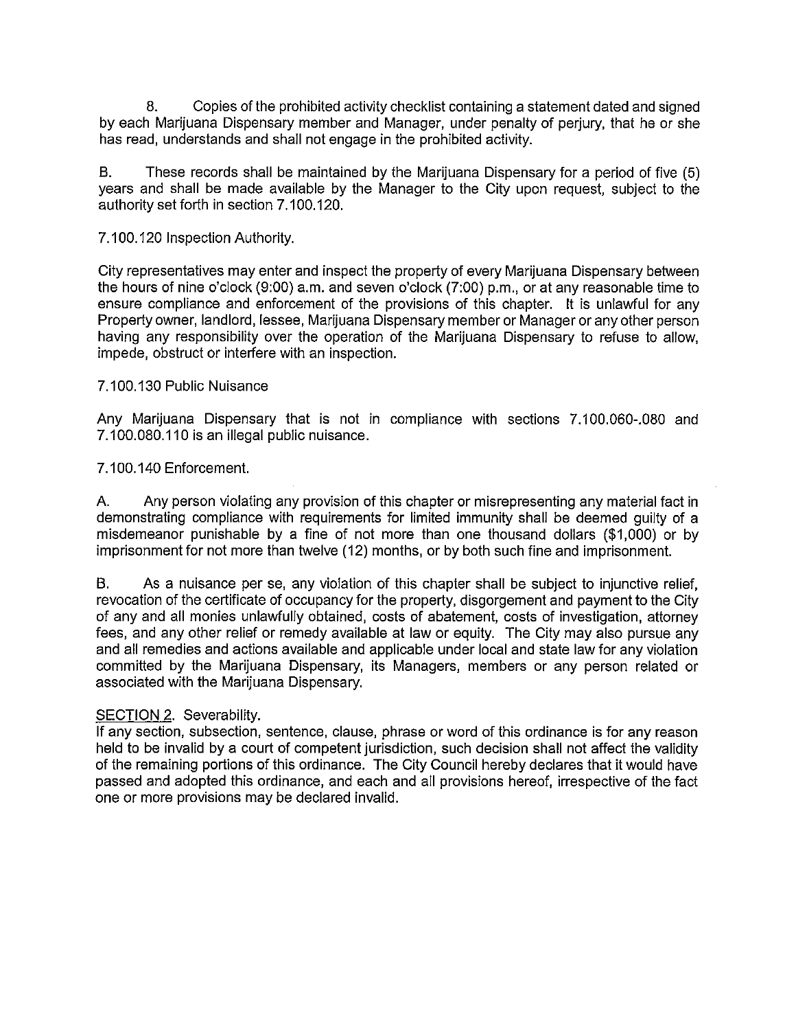8. Copies of the prohibited activity checklist containing a statement dated and signed by each Marijuana Dispensary member and Manager, under penalty of perjury, that he or she has read, understands and shall not engage in the prohibited activity.

B. These records shall be maintained by the Marijuana Dispensary for a period of five (5) years and shall be made available by the Manager to the City upon request, subject to the authority set forth in section 7.100.120.

7.100.120 Inspection Authority.

City representatives may enter and inspect the property of every Marijuana Dispensary between the hours of nine o'clock (9:00) a.m. and seven o'clock (7:00) p.m., or at any reasonable time to ensure compliance and enforcement of the provisions of this chapter. It is unlawful for any Property owner, landlord, lessee, Marijuana Dispensary member or Manager or any other person having any responsibility over the operation of the Marijuana Dispensary to refuse to allow, impede, obstruct or interfere with an inspection.

7.100.130 Public Nuisance

Any Marijuana Dispensary that is not in compliance with sections 7.100.060-.080 and 7.100.080.110 is an illegal public nuisance.

7.100.140 Enforcement.

A. Any person violating any provision of this chapter or misrepresenting any material fact in demonstrating compliance with requirements for limited immunity shall be deemed guilty of a misdemeanor punishable by a fine of not more than one thousand dollars ($1,000) or by imprisonment for not more than twelve (12) months, or by both such fine and imprisonment.

B. As a nuisance per se, any violation of this chapter shall be subject to injunctive relief, revocation of the certificate of occupancy for the property, disgorgement and payment to the City of any and all monies unlawfully obtained, costs of abatement, costs of investigation, attorney fees, and any other relief or remedy available at law or equity. The City may also pursue any and all remedies and actions available and applicable under local and state law for any violation committed by the Marijuana Dispensary, its Managers, members or any person related or associated with the Marijuana Dispensary.

SECTION 2. Severability.
If any section, subsection, sentence, clause, phrase or word of this ordinance is for any reason held to be invalid by a court of competent jurisdiction, such decision shall not affect the validity of the remaining portions of this ordinance. The City Council hereby declares that it would have passed and adopted this ordinance, and each and all provisions hereof, irrespective of the fact one or more provisions may be declared invalid.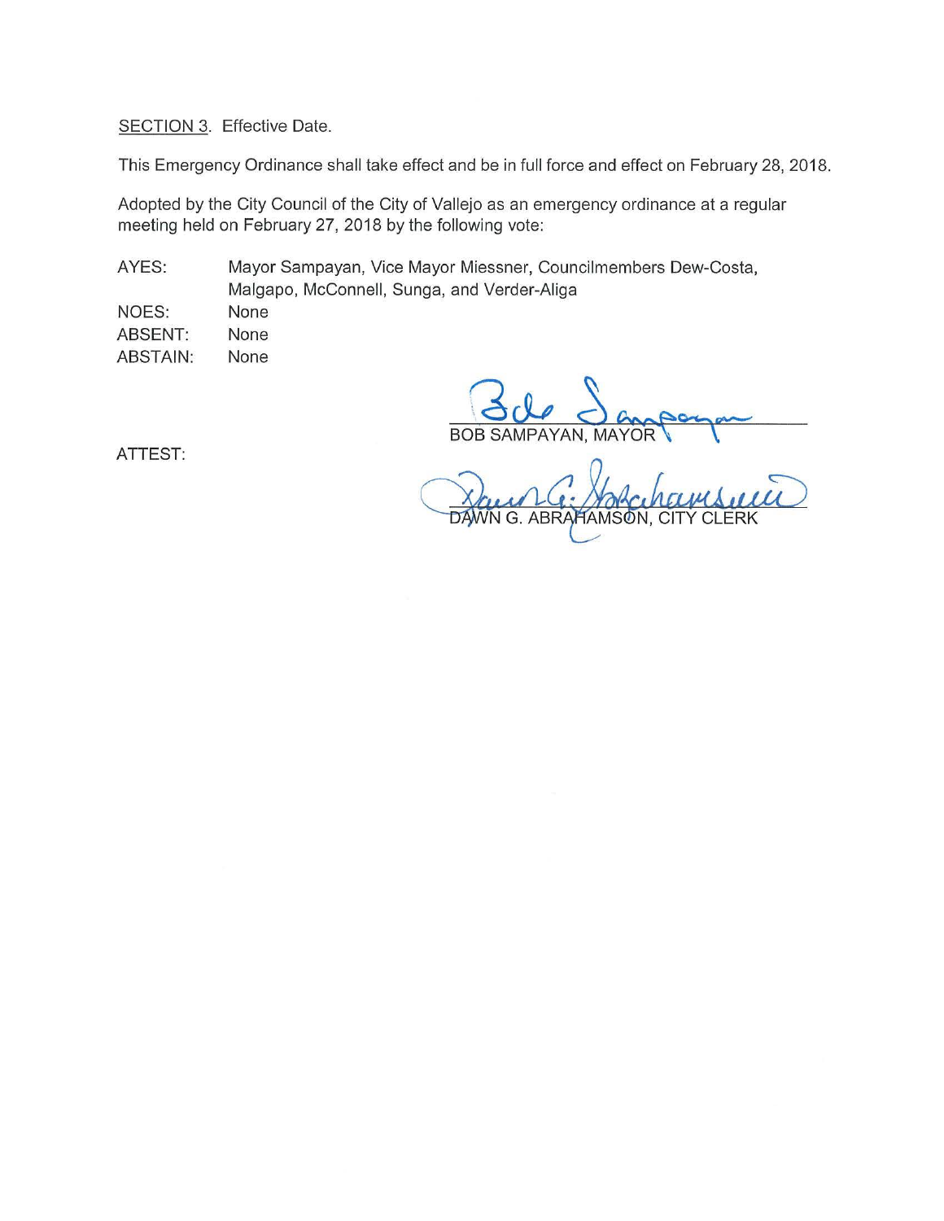<u>SECTION 3</u>. Effective Date.

This Emergency Ordinance shall take effect and be in full force and effect on February 28, 2018.

Adopted by the City Council of the City of Vallejo as an emergency ordinance at a regular meeting held on February 27, 2018 by the following vote:

| | |
|---|---|
| AYES: | Mayor Sampayan, Vice Mayor Miessner, Councilmembers Dew-Costa, Malgapo, McConnell, Sunga, and Verder-Aliga |
| NOES: | None |
| ABSENT: | None |
| ABSTAIN: | None |

BOB SAMPAYAN, MAYOR

ATTEST:

DAWN G. ABRAHAMSON, CITY CLERK